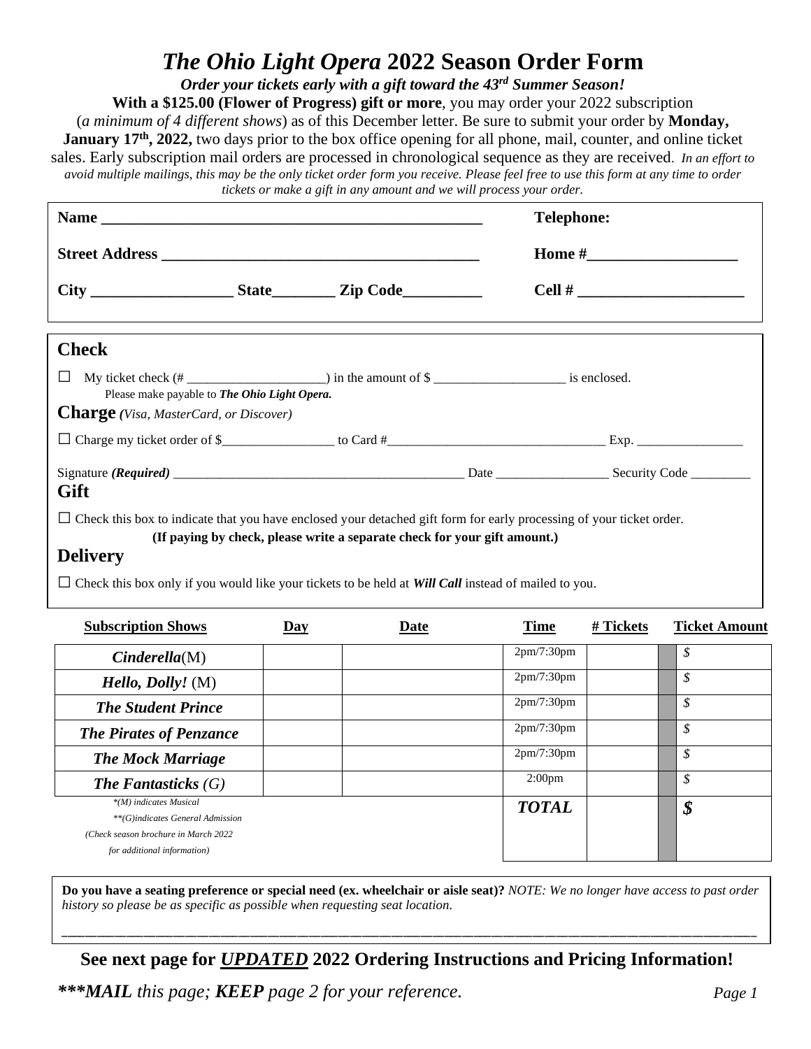# *The Ohio Light Opera* 2022 Season Order Form

***Order your tickets early with a gift toward the 43rd Summer Season!***

**With a $125.00 (Flower of Progress) gift or more**, you may order your 2022 subscription (*a minimum of 4 different shows*) as of this December letter. Be sure to submit your order by **Monday, January 17th, 2022,** two days prior to the box office opening for all phone, mail, counter, and online ticket sales. Early subscription mail orders are processed in chronological sequence as they are received. *In an effort to avoid multiple mailings, this may be the only ticket order form you receive. Please feel free to use this form at any time to order tickets or make a gift in any amount and we will process your order.*

**Name** ______________________________________________ **Telephone:**

**Street Address** ____________________________________ **Home #** __________________

**City** __________________ **State** ________ **Zip Code** __________ **Cell #** ____________________

## Check

☐ My ticket check (# ____________________) in the amount of $ ____________________ is enclosed.
Please make payable to ***The Ohio Light Opera.***

## Charge *(Visa, MasterCard, or Discover)*

☐ Charge my ticket order of $________________ to Card #________________________________ Exp. ________________

Signature ***(Required)*** ____________________________________________ Date ________________ Security Code _________

## Gift

☐ Check this box to indicate that you have enclosed your detached gift form for early processing of your ticket order.
**(If paying by check, please write a separate check for your gift amount.)**

## Delivery

☐ Check this box only if you would like your tickets to be held at ***Will Call*** instead of mailed to you.

| Subscription Shows | Day | Date | Time | # Tickets | Ticket Amount |
|---|---|---|---|---|---|
| ***Cinderella***(M) | | | 2pm/7:30pm | | *$* |
| ***Hello, Dolly!*** (M) | | | 2pm/7:30pm | | *$* |
| ***The Student Prince*** | | | 2pm/7:30pm | | *$* |
| ***The Pirates of Penzance*** | | | 2pm/7:30pm | | *$* |
| ***The Mock Marriage*** | | | 2pm/7:30pm | | *$* |
| ***The Fantasticks*** *(G)* | | | 2:00pm | | *$* |
| | | | ***TOTAL*** | | ***$*** |

*\*(M) indicates Musical*
*\*\*(G)indicates General Admission*
*(Check season brochure in March 2022 for additional information)*

**Do you have a seating preference or special need (ex. wheelchair or aisle seat)?** *NOTE: We no longer have access to past order history so please be as specific as possible when requesting seat location.*

______________________________________________________________________________

**See next page for *UPDATED* 2022 Ordering Instructions and Pricing Information!**

***\*\*\*MAIL*** *this page;* ***KEEP*** *page 2 for your reference.*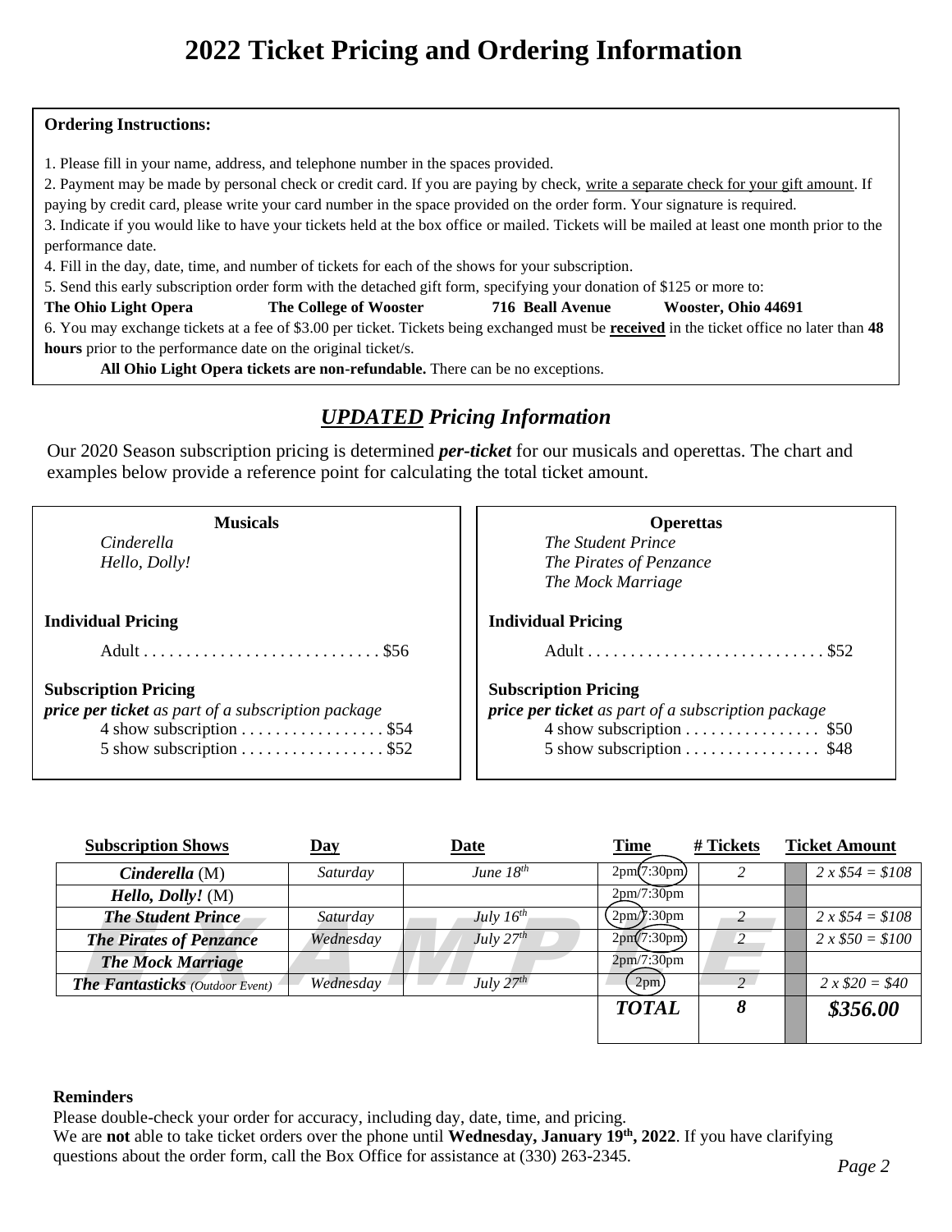# 2022 Ticket Pricing and Ordering Information

**Ordering Instructions:**

1. Please fill in your name, address, and telephone number in the spaces provided.
2. Payment may be made by personal check or credit card. If you are paying by check, write a separate check for your gift amount. If paying by credit card, please write your card number in the space provided on the order form. Your signature is required.
3. Indicate if you would like to have your tickets held at the box office or mailed. Tickets will be mailed at least one month prior to the performance date.
4. Fill in the day, date, time, and number of tickets for each of the shows for your subscription.
5. Send this early subscription order form with the detached gift form, specifying your donation of $125 or more to:

**The Ohio Light Opera     The College of Wooster     716 Beall Avenue     Wooster, Ohio 44691**

6. You may exchange tickets at a fee of $3.00 per ticket. Tickets being exchanged must be **received** in the ticket office no later than **48 hours** prior to the performance date on the original ticket/s.

**All Ohio Light Opera tickets are non-refundable.** There can be no exceptions.

## *UPDATED Pricing Information*

Our 2020 Season subscription pricing is determined ***per-ticket*** for our musicals and operettas. The chart and examples below provide a reference point for calculating the total ticket amount.

**Musicals**

*Cinderella*
*Hello, Dolly!*

**Individual Pricing**

Adult . . . . . . . . . . . . . . . . . . . . . . . . . . . . $56

**Subscription Pricing**
***price per ticket*** *as part of a subscription package*

4 show subscription . . . . . . . . . . . . . . . . . $54
5 show subscription . . . . . . . . . . . . . . . . . $52

**Operettas**

*The Student Prince*
*The Pirates of Penzance*
*The Mock Marriage*

**Individual Pricing**

Adult . . . . . . . . . . . . . . . . . . . . . . . . . . . . $52

**Subscription Pricing**
***price per ticket*** *as part of a subscription package*

4 show subscription . . . . . . . . . . . . . . . . $50
5 show subscription . . . . . . . . . . . . . . . . $48

EXAMPLE

| Subscription Shows | Day | Date | Time | # Tickets | Ticket Amount |
|---|---|---|---|---|---|
| ***Cinderella*** (M) | *Saturday* | *June 18th* | 2pm/7:30pm (7:30pm circled) | *2* | *2 x $54 = $108* |
| ***Hello, Dolly!*** (M) | | | 2pm/7:30pm | | |
| ***The Student Prince*** | *Saturday* | *July 16th* | 2pm/7:30pm (2pm circled) | *2* | *2 x $54 = $108* |
| ***The Pirates of Penzance*** | *Wednesday* | *July 27th* | 2pm/7:30pm (7:30pm circled) | *2* | *2 x $50 = $100* |
| ***The Mock Marriage*** | | | 2pm/7:30pm | | |
| ***The Fantasticks*** *(Outdoor Event)* | *Wednesday* | *July 27th* | 2pm (circled) | *2* | *2 x $20 = $40* |
| | | | ***TOTAL*** | ***8*** | ***$356.00*** |

**Reminders**

Please double-check your order for accuracy, including day, date, time, and pricing.
We are **not** able to take ticket orders over the phone until **Wednesday, January 19th, 2022**. If you have clarifying questions about the order form, call the Box Office for assistance at (330) 263-2345.